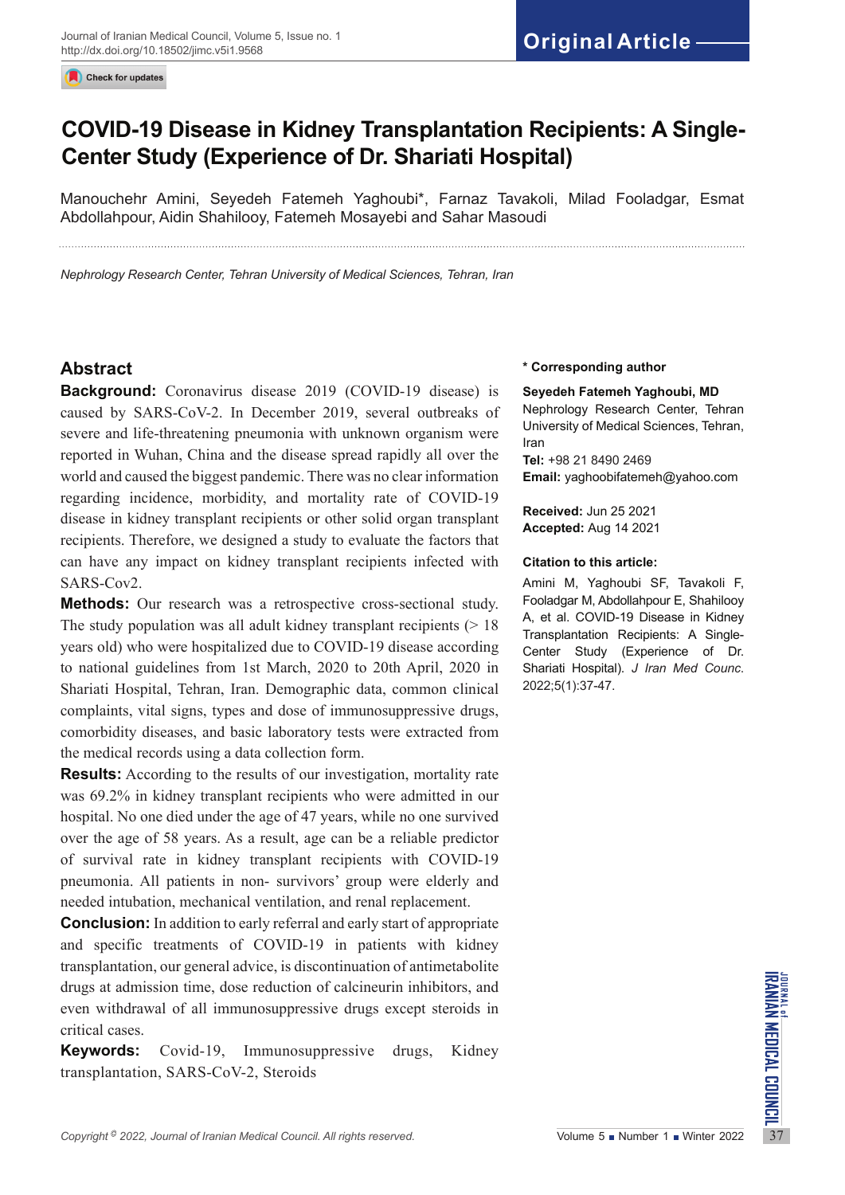Original Article

# COVID-19 Disease in Kidney Transplantation Recipients: A Single-Center Study (Experience of Dr. Shariati Hospital)

Manouchehr Amini, Seyedeh Fatemeh Yaghoubi*, Farnaz Tavakoli, Milad Fooladgar, Esmat Abdollahpour, Aidin Shahilooy, Fatemeh Mosayebi and Sahar Masoudi

*Nephrology Research Center, Tehran University of Medical Sciences, Tehran, Iran*

## Abstract

**Background:** Coronavirus disease 2019 (COVID-19 disease) is caused by SARS-CoV-2. In December 2019, several outbreaks of severe and life-threatening pneumonia with unknown organism were reported in Wuhan, China and the disease spread rapidly all over the world and caused the biggest pandemic. There was no clear information regarding incidence, morbidity, and mortality rate of COVID-19 disease in kidney transplant recipients or other solid organ transplant recipients. Therefore, we designed a study to evaluate the factors that can have any impact on kidney transplant recipients infected with SARS-Cov2.

**Methods:** Our research was a retrospective cross-sectional study. The study population was all adult kidney transplant recipients (> 18 years old) who were hospitalized due to COVID-19 disease according to national guidelines from 1st March, 2020 to 20th April, 2020 in Shariati Hospital, Tehran, Iran. Demographic data, common clinical complaints, vital signs, types and dose of immunosuppressive drugs, comorbidity diseases, and basic laboratory tests were extracted from the medical records using a data collection form.

**Results:** According to the results of our investigation, mortality rate was 69.2% in kidney transplant recipients who were admitted in our hospital. No one died under the age of 47 years, while no one survived over the age of 58 years. As a result, age can be a reliable predictor of survival rate in kidney transplant recipients with COVID-19 pneumonia. All patients in non- survivors' group were elderly and needed intubation, mechanical ventilation, and renal replacement.

**Conclusion:** In addition to early referral and early start of appropriate and specific treatments of COVID-19 in patients with kidney transplantation, our general advice, is discontinuation of antimetabolite drugs at admission time, dose reduction of calcineurin inhibitors, and even withdrawal of all immunosuppressive drugs except steroids in critical cases.

**Keywords:** Covid-19, Immunosuppressive drugs, Kidney transplantation, SARS-CoV-2, Steroids

**\* Corresponding author**

**Seyedeh Fatemeh Yaghoubi, MD**
Nephrology Research Center, Tehran University of Medical Sciences, Tehran, Iran
**Tel:** +98 21 8490 2469
**Email:** yaghoobifatemeh@yahoo.com

**Received:** Jun 25 2021
**Accepted:** Aug 14 2021

**Citation to this article:**

Amini M, Yaghoubi SF, Tavakoli F, Fooladgar M, Abdollahpour E, Shahilooy A, et al. COVID-19 Disease in Kidney Transplantation Recipients: A Single-Center Study (Experience of Dr. Shariati Hospital). *J Iran Med Counc.* 2022;5(1):37-47.

*Copyright © 2022, Journal of Iranian Medical Council. All rights reserved.*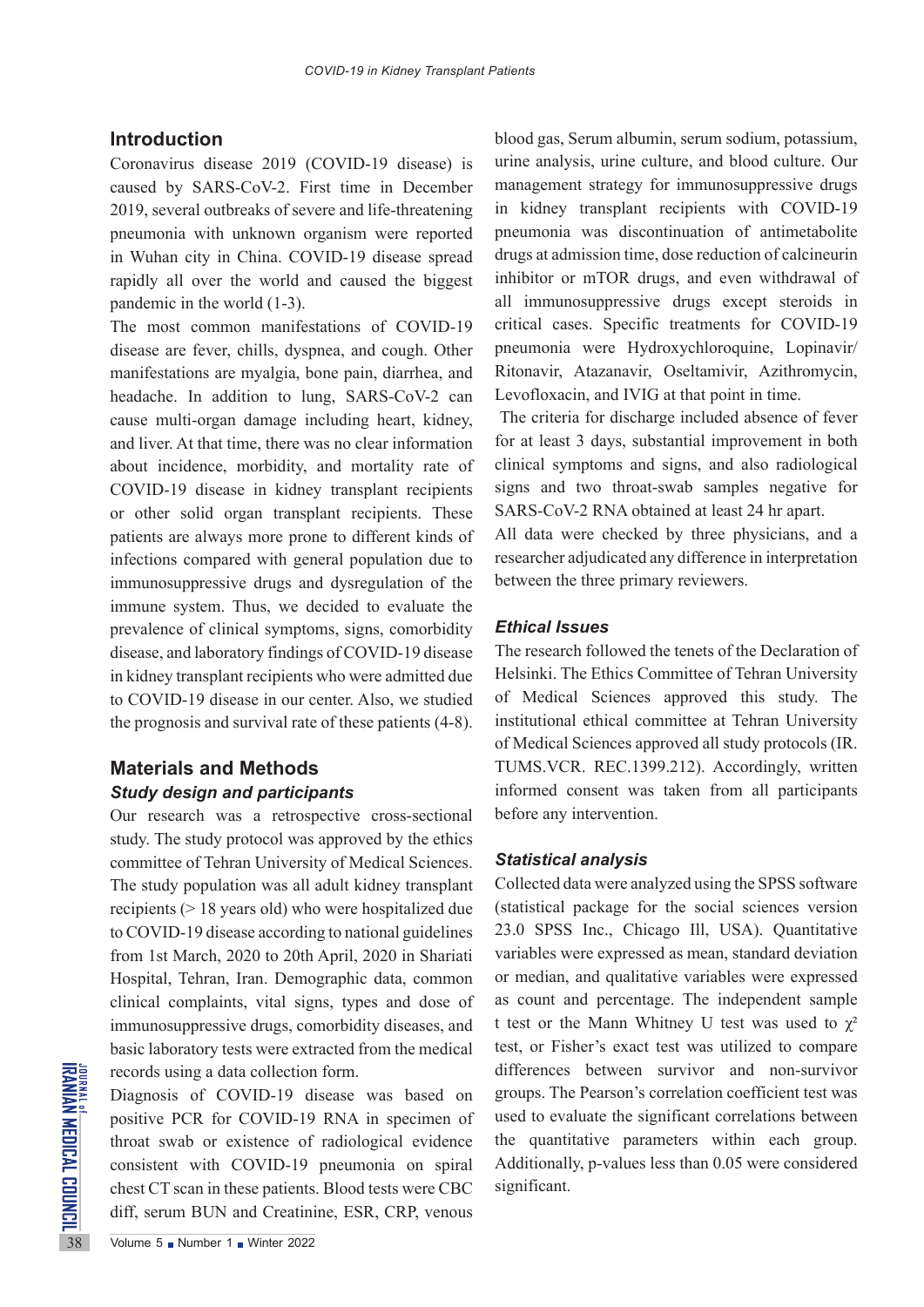## Introduction

Coronavirus disease 2019 (COVID-19 disease) is caused by SARS-CoV-2. First time in December 2019, several outbreaks of severe and life-threatening pneumonia with unknown organism were reported in Wuhan city in China. COVID-19 disease spread rapidly all over the world and caused the biggest pandemic in the world (1-3).

The most common manifestations of COVID-19 disease are fever, chills, dyspnea, and cough. Other manifestations are myalgia, bone pain, diarrhea, and headache. In addition to lung, SARS-CoV-2 can cause multi-organ damage including heart, kidney, and liver. At that time, there was no clear information about incidence, morbidity, and mortality rate of COVID-19 disease in kidney transplant recipients or other solid organ transplant recipients. These patients are always more prone to different kinds of infections compared with general population due to immunosuppressive drugs and dysregulation of the immune system. Thus, we decided to evaluate the prevalence of clinical symptoms, signs, comorbidity disease, and laboratory findings of COVID-19 disease in kidney transplant recipients who were admitted due to COVID-19 disease in our center. Also, we studied the prognosis and survival rate of these patients (4-8).

## Materials and Methods

### *Study design and participants*

Our research was a retrospective cross-sectional study. The study protocol was approved by the ethics committee of Tehran University of Medical Sciences. The study population was all adult kidney transplant recipients (> 18 years old) who were hospitalized due to COVID-19 disease according to national guidelines from 1st March, 2020 to 20th April, 2020 in Shariati Hospital, Tehran, Iran. Demographic data, common clinical complaints, vital signs, types and dose of immunosuppressive drugs, comorbidity diseases, and basic laboratory tests were extracted from the medical records using a data collection form.

Diagnosis of COVID-19 disease was based on positive PCR for COVID-19 RNA in specimen of throat swab or existence of radiological evidence consistent with COVID-19 pneumonia on spiral chest CT scan in these patients. Blood tests were CBC diff, serum BUN and Creatinine, ESR, CRP, venous blood gas, Serum albumin, serum sodium, potassium, urine analysis, urine culture, and blood culture. Our management strategy for immunosuppressive drugs in kidney transplant recipients with COVID-19 pneumonia was discontinuation of antimetabolite drugs at admission time, dose reduction of calcineurin inhibitor or mTOR drugs, and even withdrawal of all immunosuppressive drugs except steroids in critical cases. Specific treatments for COVID-19 pneumonia were Hydroxychloroquine, Lopinavir/Ritonavir, Atazanavir, Oseltamivir, Azithromycin, Levofloxacin, and IVIG at that point in time.

The criteria for discharge included absence of fever for at least 3 days, substantial improvement in both clinical symptoms and signs, and also radiological signs and two throat-swab samples negative for SARS-CoV-2 RNA obtained at least 24 hr apart.

All data were checked by three physicians, and a researcher adjudicated any difference in interpretation between the three primary reviewers.

### *Ethical Issues*

The research followed the tenets of the Declaration of Helsinki. The Ethics Committee of Tehran University of Medical Sciences approved this study. The institutional ethical committee at Tehran University of Medical Sciences approved all study protocols (IR.TUMS.VCR. REC.1399.212). Accordingly, written informed consent was taken from all participants before any intervention.

### *Statistical analysis*

Collected data were analyzed using the SPSS software (statistical package for the social sciences version 23.0 SPSS Inc., Chicago Ill, USA). Quantitative variables were expressed as mean, standard deviation or median, and qualitative variables were expressed as count and percentage. The independent sample t test or the Mann Whitney U test was used to $\chi^2$ test, or Fisher's exact test was utilized to compare differences between survivor and non-survivor groups. The Pearson's correlation coefficient test was used to evaluate the significant correlations between the quantitative parameters within each group. Additionally, p-values less than 0.05 were considered significant.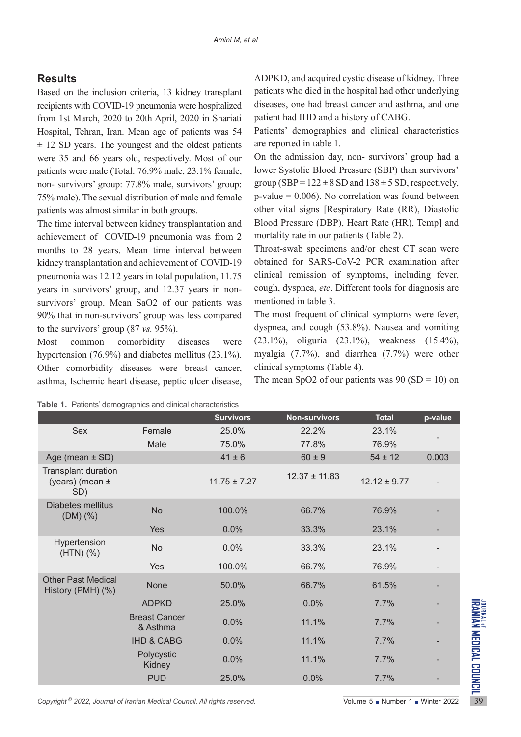## Results

Based on the inclusion criteria, 13 kidney transplant recipients with COVID-19 pneumonia were hospitalized from 1st March, 2020 to 20th April, 2020 in Shariati Hospital, Tehran, Iran. Mean age of patients was 54 ± 12 SD years. The youngest and the oldest patients were 35 and 66 years old, respectively. Most of our patients were male (Total: 76.9% male, 23.1% female, non- survivors' group: 77.8% male, survivors' group: 75% male). The sexual distribution of male and female patients was almost similar in both groups.

The time interval between kidney transplantation and achievement of COVID-19 pneumonia was from 2 months to 28 years. Mean time interval between kidney transplantation and achievement of COVID-19 pneumonia was 12.12 years in total population, 11.75 years in survivors' group, and 12.37 years in non-survivors' group. Mean SaO2 of our patients was 90% that in non-survivors' group was less compared to the survivors' group (87 *vs.* 95%).

Most common comorbidity diseases were hypertension (76.9%) and diabetes mellitus (23.1%). Other comorbidity diseases were breast cancer, asthma, Ischemic heart disease, peptic ulcer disease, ADPKD, and acquired cystic disease of kidney. Three patients who died in the hospital had other underlying diseases, one had breast cancer and asthma, and one patient had IHD and a history of CABG.

Patients' demographics and clinical characteristics are reported in table 1.

On the admission day, non- survivors' group had a lower Systolic Blood Pressure (SBP) than survivors' group (SBP = 122 ± 8 SD and 138 ± 5 SD, respectively, p-value = 0.006). No correlation was found between other vital signs [Respiratory Rate (RR), Diastolic Blood Pressure (DBP), Heart Rate (HR), Temp] and mortality rate in our patients (Table 2).

Throat-swab specimens and/or chest CT scan were obtained for SARS-CoV-2 PCR examination after clinical remission of symptoms, including fever, cough, dyspnea, *etc*. Different tools for diagnosis are mentioned in table 3.

The most frequent of clinical symptoms were fever, dyspnea, and cough (53.8%). Nausea and vomiting (23.1%), oliguria (23.1%), weakness (15.4%), myalgia (7.7%), and diarrhea (7.7%) were other clinical symptoms (Table 4).

The mean SpO2 of our patients was 90 (SD = 10) on

**Table 1.** Patients' demographics and clinical characteristics

| | | Survivors | Non-survivors | Total | p-value |
|---|---|---|---|---|---|
| Sex | Female | 25.0% | 22.2% | 23.1% | - |
| | Male | 75.0% | 77.8% | 76.9% | |
| Age (mean ± SD) | | 41 ± 6 | 60 ± 9 | 54 ± 12 | 0.003 |
| Transplant duration (years) (mean ± SD) | | 11.75 ± 7.27 | 12.37 ± 11.83 | 12.12 ± 9.77 | - |
| Diabetes mellitus (DM) (%) | No | 100.0% | 66.7% | 76.9% | - |
| | Yes | 0.0% | 33.3% | 23.1% | - |
| Hypertension (HTN) (%) | No | 0.0% | 33.3% | 23.1% | - |
| | Yes | 100.0% | 66.7% | 76.9% | - |
| Other Past Medical History (PMH) (%) | None | 50.0% | 66.7% | 61.5% | - |
| | ADPKD | 25.0% | 0.0% | 7.7% | - |
| | Breast Cancer & Asthma | 0.0% | 11.1% | 7.7% | - |
| | IHD & CABG | 0.0% | 11.1% | 7.7% | - |
| | Polycystic Kidney | 0.0% | 11.1% | 7.7% | - |
| | PUD | 25.0% | 0.0% | 7.7% | - |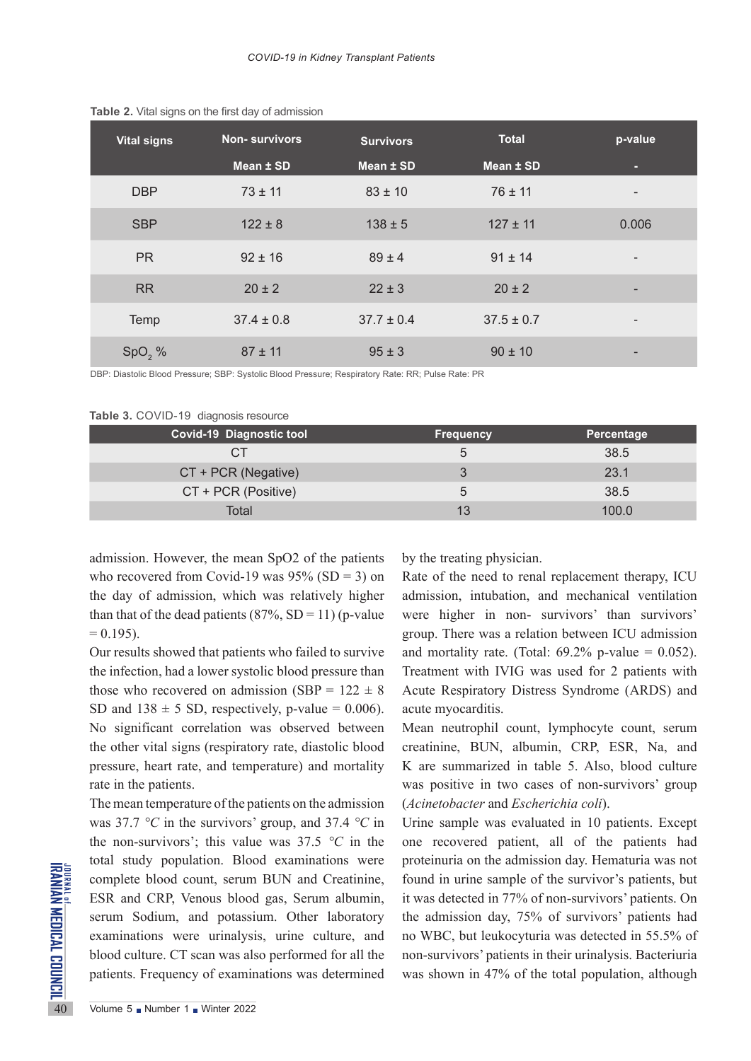**Table 2.** Vital signs on the first day of admission

| Vital signs | Non- survivors | Survivors | Total | p-value |
|---|---|---|---|---|
| | Mean ± SD | Mean ± SD | Mean ± SD | - |
| DBP | 73 ± 11 | 83 ± 10 | 76 ± 11 | - |
| SBP | 122 ± 8 | 138 ± 5 | 127 ± 11 | 0.006 |
| PR | 92 ± 16 | 89 ± 4 | 91 ± 14 | - |
| RR | 20 ± 2 | 22 ± 3 | 20 ± 2 | - |
| Temp | 37.4 ± 0.8 | 37.7 ± 0.4 | 37.5 ± 0.7 | - |
| $SpO_2$ % | 87 ± 11 | 95 ± 3 | 90 ± 10 | - |

DBP: Diastolic Blood Pressure; SBP: Systolic Blood Pressure; Respiratory Rate: RR; Pulse Rate: PR

**Table 3.** COVID-19 diagnosis resource

| Covid-19 Diagnostic tool | Frequency | Percentage |
|---|---|---|
| CT | 5 | 38.5 |
| CT + PCR (Negative) | 3 | 23.1 |
| CT + PCR (Positive) | 5 | 38.5 |
| Total | 13 | 100.0 |

admission. However, the mean SpO2 of the patients who recovered from Covid-19 was 95% (SD = 3) on the day of admission, which was relatively higher than that of the dead patients (87%, SD = 11) (p-value = 0.195).

Our results showed that patients who failed to survive the infection, had a lower systolic blood pressure than those who recovered on admission (SBP = 122 ± 8 SD and 138 ± 5 SD, respectively, p-value = 0.006). No significant correlation was observed between the other vital signs (respiratory rate, diastolic blood pressure, heart rate, and temperature) and mortality rate in the patients.

The mean temperature of the patients on the admission was 37.7 *°C* in the survivors' group, and 37.4 *°C* in the non-survivors'; this value was 37.5 *°C* in the total study population. Blood examinations were complete blood count, serum BUN and Creatinine, ESR and CRP, Venous blood gas, Serum albumin, serum Sodium, and potassium. Other laboratory examinations were urinalysis, urine culture, and blood culture. CT scan was also performed for all the patients. Frequency of examinations was determined by the treating physician.

Rate of the need to renal replacement therapy, ICU admission, intubation, and mechanical ventilation were higher in non- survivors' than survivors' group. There was a relation between ICU admission and mortality rate. (Total: 69.2% p-value = 0.052). Treatment with IVIG was used for 2 patients with Acute Respiratory Distress Syndrome (ARDS) and acute myocarditis.

Mean neutrophil count, lymphocyte count, serum creatinine, BUN, albumin, CRP, ESR, Na, and K are summarized in table 5. Also, blood culture was positive in two cases of non-survivors' group (*Acinetobacter* and *Escherichia coli*).

Urine sample was evaluated in 10 patients. Except one recovered patient, all of the patients had proteinuria on the admission day. Hematuria was not found in urine sample of the survivor's patients, but it was detected in 77% of non-survivors' patients. On the admission day, 75% of survivors' patients had no WBC, but leukocyturia was detected in 55.5% of non-survivors' patients in their urinalysis. Bacteriuria was shown in 47% of the total population, although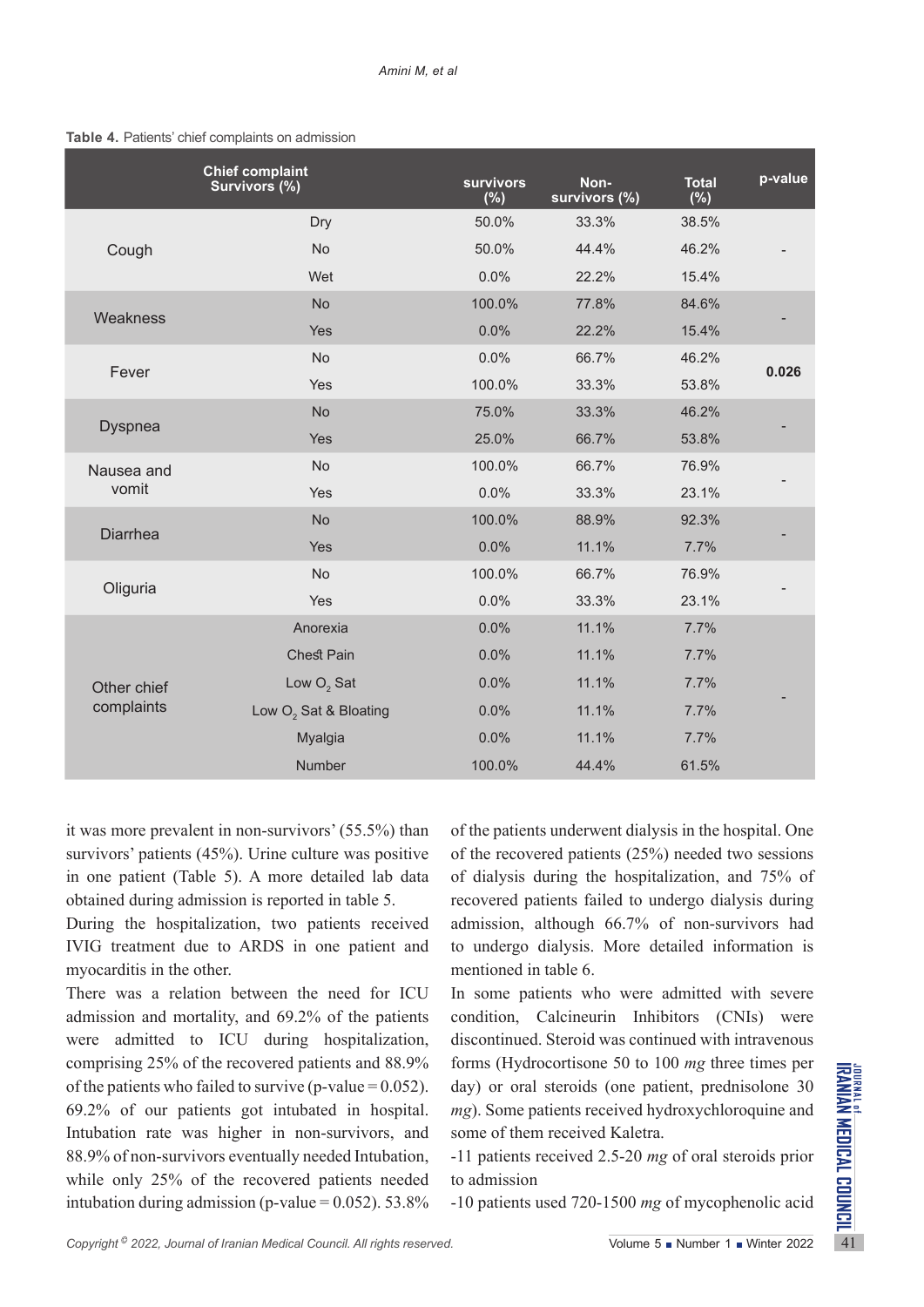**Table 4.** Patients' chief complaints on admission

| Chief complaint Survivors (%) | | survivors (%) | Non-survivors (%) | Total (%) | p-value |
|---|---|---|---|---|---|
| Cough | Dry | 50.0% | 33.3% | 38.5% | - |
| | No | 50.0% | 44.4% | 46.2% | |
| | Wet | 0.0% | 22.2% | 15.4% | |
| Weakness | No | 100.0% | 77.8% | 84.6% | - |
| | Yes | 0.0% | 22.2% | 15.4% | |
| Fever | No | 0.0% | 66.7% | 46.2% | **0.026** |
| | Yes | 100.0% | 33.3% | 53.8% | |
| Dyspnea | No | 75.0% | 33.3% | 46.2% | - |
| | Yes | 25.0% | 66.7% | 53.8% | |
| Nausea and vomit | No | 100.0% | 66.7% | 76.9% | - |
| | Yes | 0.0% | 33.3% | 23.1% | |
| Diarrhea | No | 100.0% | 88.9% | 92.3% | - |
| | Yes | 0.0% | 11.1% | 7.7% | |
| Oliguria | No | 100.0% | 66.7% | 76.9% | - |
| | Yes | 0.0% | 33.3% | 23.1% | |
| Other chief complaints | Anorexia | 0.0% | 11.1% | 7.7% | - |
| | Chest Pain | 0.0% | 11.1% | 7.7% | |
| | Low $O_2$ Sat | 0.0% | 11.1% | 7.7% | |
| | Low $O_2$ Sat & Bloating | 0.0% | 11.1% | 7.7% | |
| | Myalgia | 0.0% | 11.1% | 7.7% | |
| | Number | 100.0% | 44.4% | 61.5% | |

it was more prevalent in non-survivors' (55.5%) than survivors' patients (45%). Urine culture was positive in one patient (Table 5). A more detailed lab data obtained during admission is reported in table 5.

During the hospitalization, two patients received IVIG treatment due to ARDS in one patient and myocarditis in the other.

There was a relation between the need for ICU admission and mortality, and 69.2% of the patients were admitted to ICU during hospitalization, comprising 25% of the recovered patients and 88.9% of the patients who failed to survive (p-value = 0.052). 69.2% of our patients got intubated in hospital. Intubation rate was higher in non-survivors, and 88.9% of non-survivors eventually needed Intubation, while only 25% of the recovered patients needed intubation during admission (p-value = 0.052). 53.8% of the patients underwent dialysis in the hospital. One of the recovered patients (25%) needed two sessions of dialysis during the hospitalization, and 75% of recovered patients failed to undergo dialysis during admission, although 66.7% of non-survivors had to undergo dialysis. More detailed information is mentioned in table 6.

In some patients who were admitted with severe condition, Calcineurin Inhibitors (CNIs) were discontinued. Steroid was continued with intravenous forms (Hydrocortisone 50 to 100 *mg* three times per day) or oral steroids (one patient, prednisolone 30 *mg*). Some patients received hydroxychloroquine and some of them received Kaletra.

-11 patients received 2.5-20 *mg* of oral steroids prior to admission

-10 patients used 720-1500 *mg* of mycophenolic acid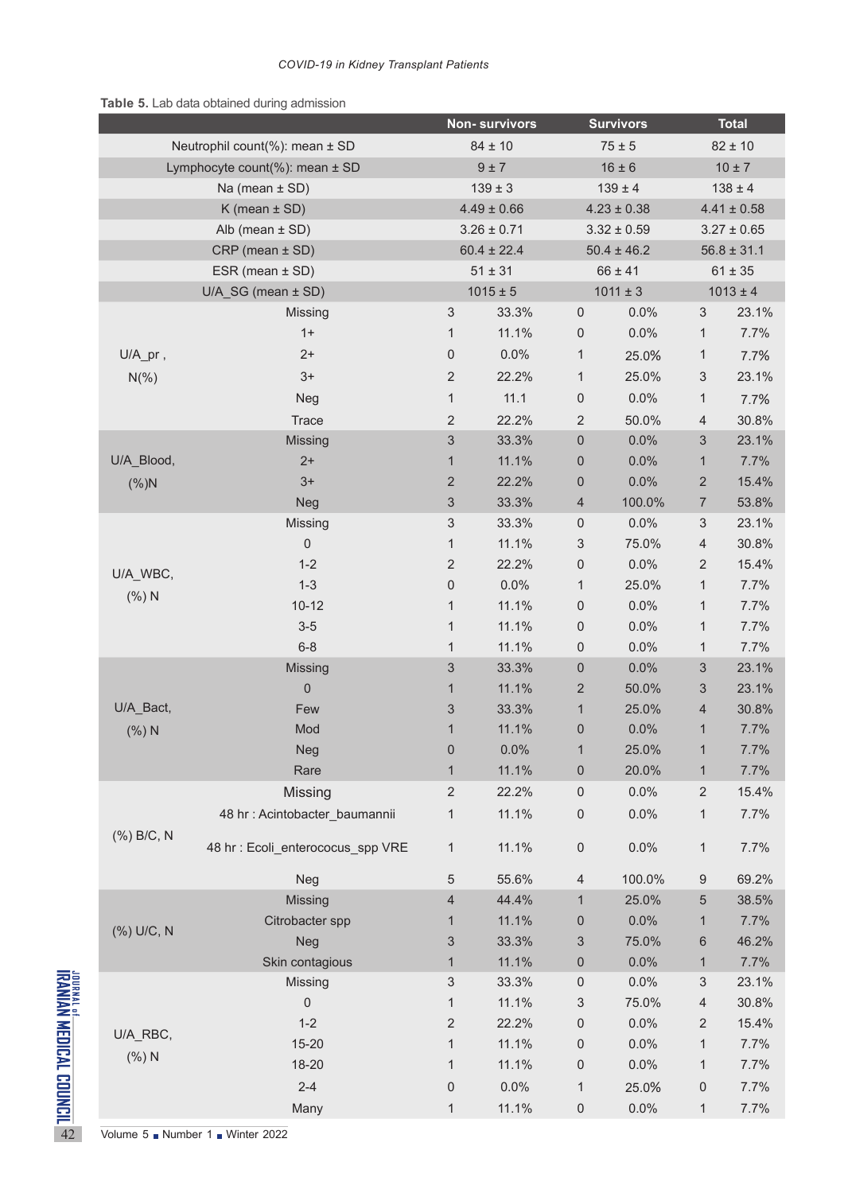**Table 5.** Lab data obtained during admission

| | | Non- survivors | | Survivors | | Total | |
|---|---|---|---|---|---|---|---|
| Neutrophil count(%): mean ± SD | | 84 ± 10 | | 75 ± 5 | | 82 ± 10 | |
| Lymphocyte count(%): mean ± SD | | 9 ± 7 | | 16 ± 6 | | 10 ± 7 | |
| Na (mean ± SD) | | 139 ± 3 | | 139 ± 4 | | 138 ± 4 | |
| K (mean ± SD) | | 4.49 ± 0.66 | | 4.23 ± 0.38 | | 4.41 ± 0.58 | |
| Alb (mean ± SD) | | 3.26 ± 0.71 | | 3.32 ± 0.59 | | 3.27 ± 0.65 | |
| CRP (mean ± SD) | | 60.4 ± 22.4 | | 50.4 ± 46.2 | | 56.8 ± 31.1 | |
| ESR (mean ± SD) | | 51 ± 31 | | 66 ± 41 | | 61 ± 35 | |
| U/A_SG (mean ± SD) | | 1015 ± 5 | | 1011 ± 3 | | 1013 ± 4 | |
| U/A_pr , N(%) | Missing | 3 | 33.3% | 0 | 0.0% | 3 | 23.1% |
| | 1+ | 1 | 11.1% | 0 | 0.0% | 1 | 7.7% |
| | 2+ | 0 | 0.0% | 1 | 25.0% | 1 | 7.7% |
| | 3+ | 2 | 22.2% | 1 | 25.0% | 3 | 23.1% |
| | Neg | 1 | 11.1 | 0 | 0.0% | 1 | 7.7% |
| | Trace | 2 | 22.2% | 2 | 50.0% | 4 | 30.8% |
| U/A_Blood, (%)N | Missing | 3 | 33.3% | 0 | 0.0% | 3 | 23.1% |
| | 2+ | 1 | 11.1% | 0 | 0.0% | 1 | 7.7% |
| | 3+ | 2 | 22.2% | 0 | 0.0% | 2 | 15.4% |
| | Neg | 3 | 33.3% | 4 | 100.0% | 7 | 53.8% |
| U/A_WBC, (%) N | Missing | 3 | 33.3% | 0 | 0.0% | 3 | 23.1% |
| | 0 | 1 | 11.1% | 3 | 75.0% | 4 | 30.8% |
| | 1-2 | 2 | 22.2% | 0 | 0.0% | 2 | 15.4% |
| | 1-3 | 0 | 0.0% | 1 | 25.0% | 1 | 7.7% |
| | 10-12 | 1 | 11.1% | 0 | 0.0% | 1 | 7.7% |
| | 3-5 | 1 | 11.1% | 0 | 0.0% | 1 | 7.7% |
| | 6-8 | 1 | 11.1% | 0 | 0.0% | 1 | 7.7% |
| U/A_Bact, (%) N | Missing | 3 | 33.3% | 0 | 0.0% | 3 | 23.1% |
| | 0 | 1 | 11.1% | 2 | 50.0% | 3 | 23.1% |
| | Few | 3 | 33.3% | 1 | 25.0% | 4 | 30.8% |
| | Mod | 1 | 11.1% | 0 | 0.0% | 1 | 7.7% |
| | Neg | 0 | 0.0% | 1 | 25.0% | 1 | 7.7% |
| | Rare | 1 | 11.1% | 0 | 20.0% | 1 | 7.7% |
| (%) B/C, N | Missing | 2 | 22.2% | 0 | 0.0% | 2 | 15.4% |
| | 48 hr : Acintobacter_baumannii | 1 | 11.1% | 0 | 0.0% | 1 | 7.7% |
| | 48 hr : Ecoli_enterococus_spp VRE | 1 | 11.1% | 0 | 0.0% | 1 | 7.7% |
| | Neg | 5 | 55.6% | 4 | 100.0% | 9 | 69.2% |
| (%) U/C, N | Missing | 4 | 44.4% | 1 | 25.0% | 5 | 38.5% |
| | Citrobacter spp | 1 | 11.1% | 0 | 0.0% | 1 | 7.7% |
| | Neg | 3 | 33.3% | 3 | 75.0% | 6 | 46.2% |
| | Skin contagious | 1 | 11.1% | 0 | 0.0% | 1 | 7.7% |
| U/A_RBC, (%) N | Missing | 3 | 33.3% | 0 | 0.0% | 3 | 23.1% |
| | 0 | 1 | 11.1% | 3 | 75.0% | 4 | 30.8% |
| | 1-2 | 2 | 22.2% | 0 | 0.0% | 2 | 15.4% |
| | 15-20 | 1 | 11.1% | 0 | 0.0% | 1 | 7.7% |
| | 18-20 | 1 | 11.1% | 0 | 0.0% | 1 | 7.7% |
| | 2-4 | 0 | 0.0% | 1 | 25.0% | 0 | 7.7% |
| | Many | 1 | 11.1% | 0 | 0.0% | 1 | 7.7% |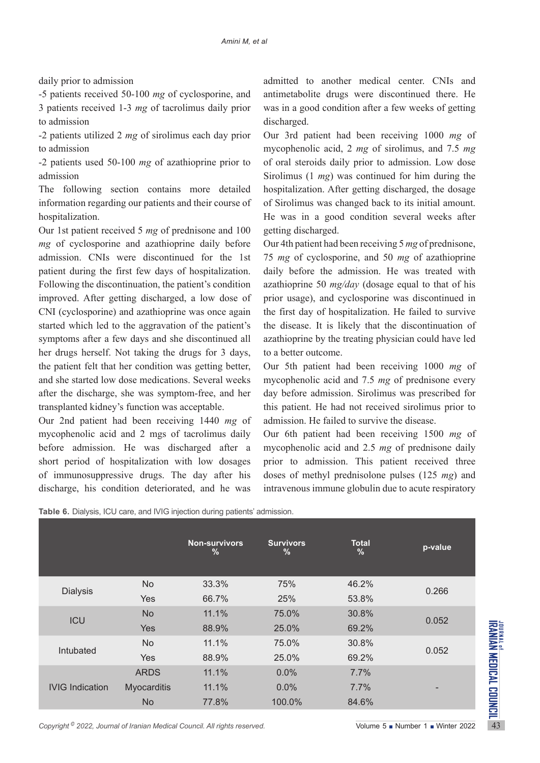daily prior to admission

-5 patients received 50-100 *mg* of cyclosporine, and 3 patients received 1-3 *mg* of tacrolimus daily prior to admission

-2 patients utilized 2 *mg* of sirolimus each day prior to admission

-2 patients used 50-100 *mg* of azathioprine prior to admission

The following section contains more detailed information regarding our patients and their course of hospitalization.

Our 1st patient received 5 *mg* of prednisone and 100 *mg* of cyclosporine and azathioprine daily before admission. CNIs were discontinued for the 1st patient during the first few days of hospitalization. Following the discontinuation, the patient's condition improved. After getting discharged, a low dose of CNI (cyclosporine) and azathioprine was once again started which led to the aggravation of the patient's symptoms after a few days and she discontinued all her drugs herself. Not taking the drugs for 3 days, the patient felt that her condition was getting better, and she started low dose medications. Several weeks after the discharge, she was symptom-free, and her transplanted kidney's function was acceptable.

Our 2nd patient had been receiving 1440 *mg* of mycophenolic acid and 2 mgs of tacrolimus daily before admission. He was discharged after a short period of hospitalization with low dosages of immunosuppressive drugs. The day after his discharge, his condition deteriorated, and he was admitted to another medical center. CNIs and antimetabolite drugs were discontinued there. He was in a good condition after a few weeks of getting discharged.

Our 3rd patient had been receiving 1000 *mg* of mycophenolic acid, 2 *mg* of sirolimus, and 7.5 *mg* of oral steroids daily prior to admission. Low dose Sirolimus (1 *mg*) was continued for him during the hospitalization. After getting discharged, the dosage of Sirolimus was changed back to its initial amount. He was in a good condition several weeks after getting discharged.

Our 4th patient had been receiving 5 *mg* of prednisone, 75 *mg* of cyclosporine, and 50 *mg* of azathioprine daily before the admission. He was treated with azathioprine 50 *mg/day* (dosage equal to that of his prior usage), and cyclosporine was discontinued in the first day of hospitalization. He failed to survive the disease. It is likely that the discontinuation of azathioprine by the treating physician could have led to a better outcome.

Our 5th patient had been receiving 1000 *mg* of mycophenolic acid and 7.5 *mg* of prednisone every day before admission. Sirolimus was prescribed for this patient. He had not received sirolimus prior to admission. He failed to survive the disease.

Our 6th patient had been receiving 1500 *mg* of mycophenolic acid and 2.5 *mg* of prednisone daily prior to admission. This patient received three doses of methyl prednisolone pulses (125 *mg*) and intravenous immune globulin due to acute respiratory

**Table 6.** Dialysis, ICU care, and IVIG injection during patients' admission.

| | | Non-survivors % | Survivors % | Total % | p-value |
|---|---|---|---|---|---|
| Dialysis | No | 33.3% | 75% | 46.2% | 0.266 |
| | Yes | 66.7% | 25% | 53.8% | |
| ICU | No | 11.1% | 75.0% | 30.8% | 0.052 |
| | Yes | 88.9% | 25.0% | 69.2% | |
| Intubated | No | 11.1% | 75.0% | 30.8% | 0.052 |
| | Yes | 88.9% | 25.0% | 69.2% | |
| IVIG Indication | ARDS | 11.1% | 0.0% | 7.7% | - |
| | Myocarditis | 11.1% | 0.0% | 7.7% | |
| | No | 77.8% | 100.0% | 84.6% | |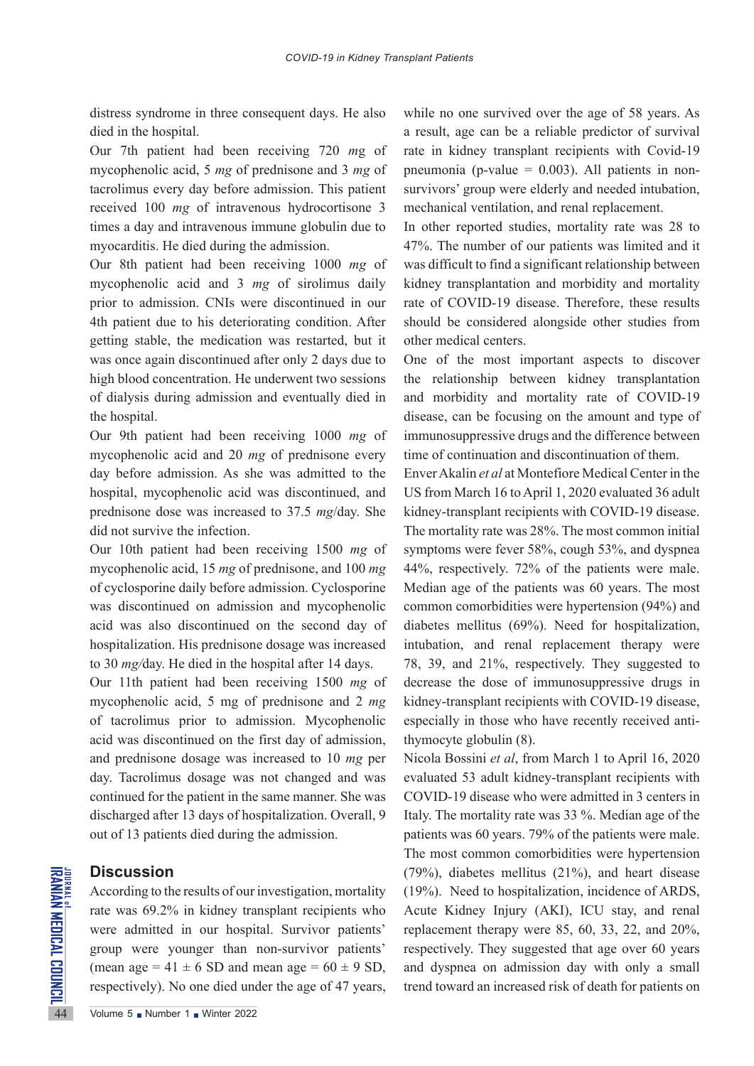distress syndrome in three consequent days. He also died in the hospital.

Our 7th patient had been receiving 720 *m*g of mycophenolic acid, 5 *mg* of prednisone and 3 *mg* of tacrolimus every day before admission. This patient received 100 *mg* of intravenous hydrocortisone 3 times a day and intravenous immune globulin due to myocarditis. He died during the admission.

Our 8th patient had been receiving 1000 *mg* of mycophenolic acid and 3 *mg* of sirolimus daily prior to admission. CNIs were discontinued in our 4th patient due to his deteriorating condition. After getting stable, the medication was restarted, but it was once again discontinued after only 2 days due to high blood concentration. He underwent two sessions of dialysis during admission and eventually died in the hospital.

Our 9th patient had been receiving 1000 *mg* of mycophenolic acid and 20 *mg* of prednisone every day before admission. As she was admitted to the hospital, mycophenolic acid was discontinued, and prednisone dose was increased to 37.5 *mg*/day. She did not survive the infection.

Our 10th patient had been receiving 1500 *mg* of mycophenolic acid, 15 *mg* of prednisone, and 100 *mg* of cyclosporine daily before admission. Cyclosporine was discontinued on admission and mycophenolic acid was also discontinued on the second day of hospitalization. His prednisone dosage was increased to 30 *mg/*day. He died in the hospital after 14 days.

Our 11th patient had been receiving 1500 *mg* of mycophenolic acid, 5 mg of prednisone and 2 *mg* of tacrolimus prior to admission. Mycophenolic acid was discontinued on the first day of admission, and prednisone dosage was increased to 10 *mg* per day. Tacrolimus dosage was not changed and was continued for the patient in the same manner. She was discharged after 13 days of hospitalization. Overall, 9 out of 13 patients died during the admission.

## Discussion

According to the results of our investigation, mortality rate was 69.2% in kidney transplant recipients who were admitted in our hospital. Survivor patients' group were younger than non-survivor patients' (mean age = 41 ± 6 SD and mean age = 60 ± 9 SD, respectively). No one died under the age of 47 years, while no one survived over the age of 58 years. As a result, age can be a reliable predictor of survival rate in kidney transplant recipients with Covid-19 pneumonia (p-value = 0.003). All patients in non-survivors' group were elderly and needed intubation, mechanical ventilation, and renal replacement.

In other reported studies, mortality rate was 28 to 47%. The number of our patients was limited and it was difficult to find a significant relationship between kidney transplantation and morbidity and mortality rate of COVID-19 disease. Therefore, these results should be considered alongside other studies from other medical centers.

One of the most important aspects to discover the relationship between kidney transplantation and morbidity and mortality rate of COVID-19 disease, can be focusing on the amount and type of immunosuppressive drugs and the difference between time of continuation and discontinuation of them.

Enver Akalin *et al* at Montefiore Medical Center in the US from March 16 to April 1, 2020 evaluated 36 adult kidney-transplant recipients with COVID-19 disease. The mortality rate was 28%. The most common initial symptoms were fever 58%, cough 53%, and dyspnea 44%, respectively. 72% of the patients were male. Median age of the patients was 60 years. The most common comorbidities were hypertension (94%) and diabetes mellitus (69%). Need for hospitalization, intubation, and renal replacement therapy were 78, 39, and 21%, respectively. They suggested to decrease the dose of immunosuppressive drugs in kidney-transplant recipients with COVID-19 disease, especially in those who have recently received anti-thymocyte globulin (8).

Nicola Bossini *et al*, from March 1 to April 16, 2020 evaluated 53 adult kidney-transplant recipients with COVID-19 disease who were admitted in 3 centers in Italy. The mortality rate was 33 %. Median age of the patients was 60 years. 79% of the patients were male. The most common comorbidities were hypertension (79%), diabetes mellitus (21%), and heart disease (19%). Need to hospitalization, incidence of ARDS, Acute Kidney Injury (AKI), ICU stay, and renal replacement therapy were 85, 60, 33, 22, and 20%, respectively. They suggested that age over 60 years and dyspnea on admission day with only a small trend toward an increased risk of death for patients on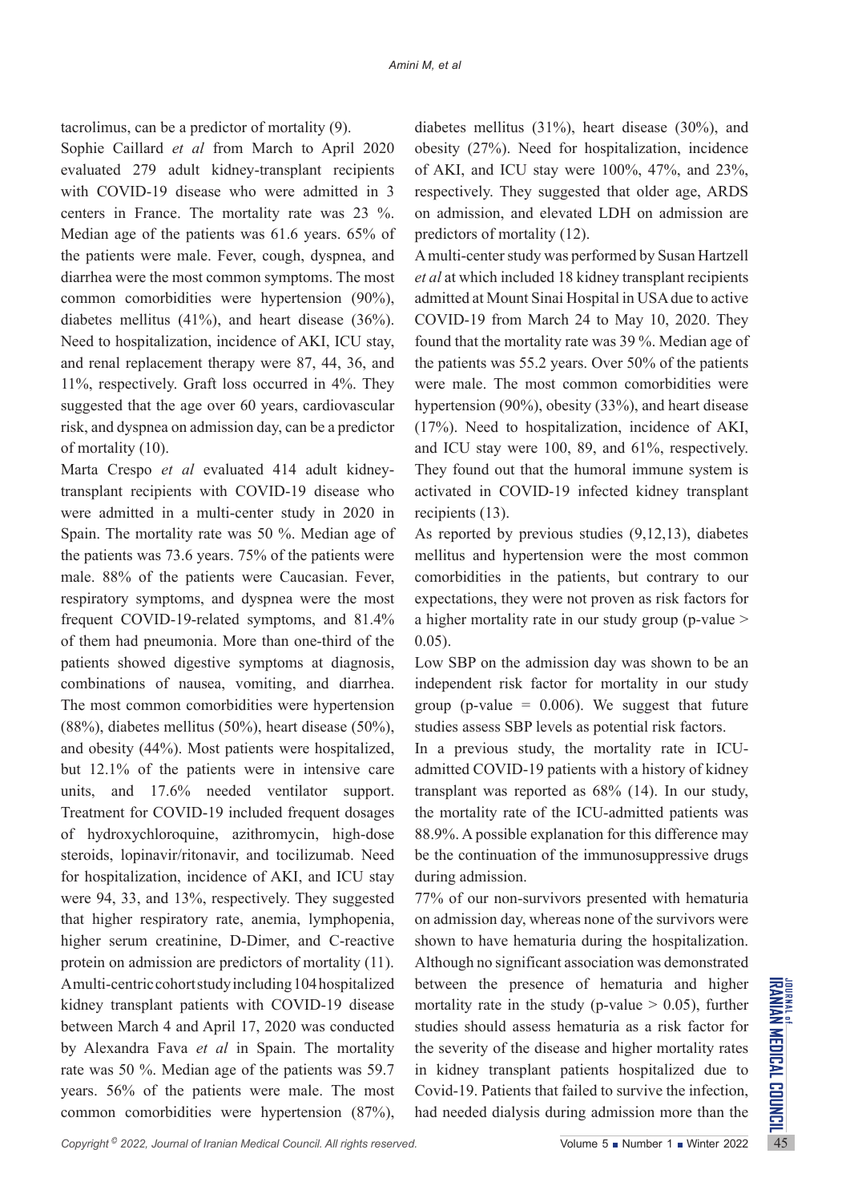tacrolimus, can be a predictor of mortality (9).

Sophie Caillard *et al* from March to April 2020 evaluated 279 adult kidney-transplant recipients with COVID-19 disease who were admitted in 3 centers in France. The mortality rate was 23 %. Median age of the patients was 61.6 years. 65% of the patients were male. Fever, cough, dyspnea, and diarrhea were the most common symptoms. The most common comorbidities were hypertension (90%), diabetes mellitus (41%), and heart disease (36%). Need to hospitalization, incidence of AKI, ICU stay, and renal replacement therapy were 87, 44, 36, and 11%, respectively. Graft loss occurred in 4%. They suggested that the age over 60 years, cardiovascular risk, and dyspnea on admission day, can be a predictor of mortality (10).

Marta Crespo *et al* evaluated 414 adult kidney-transplant recipients with COVID-19 disease who were admitted in a multi-center study in 2020 in Spain. The mortality rate was 50 %. Median age of the patients was 73.6 years. 75% of the patients were male. 88% of the patients were Caucasian. Fever, respiratory symptoms, and dyspnea were the most frequent COVID-19-related symptoms, and 81.4% of them had pneumonia. More than one-third of the patients showed digestive symptoms at diagnosis, combinations of nausea, vomiting, and diarrhea. The most common comorbidities were hypertension (88%), diabetes mellitus (50%), heart disease (50%), and obesity (44%). Most patients were hospitalized, but 12.1% of the patients were in intensive care units, and 17.6% needed ventilator support. Treatment for COVID-19 included frequent dosages of hydroxychloroquine, azithromycin, high-dose steroids, lopinavir/ritonavir, and tocilizumab. Need for hospitalization, incidence of AKI, and ICU stay were 94, 33, and 13%, respectively. They suggested that higher respiratory rate, anemia, lymphopenia, higher serum creatinine, D-Dimer, and C-reactive protein on admission are predictors of mortality (11).

A multi-centric cohort study including 104 hospitalized kidney transplant patients with COVID-19 disease between March 4 and April 17, 2020 was conducted by Alexandra Fava *et al* in Spain. The mortality rate was 50 %. Median age of the patients was 59.7 years. 56% of the patients were male. The most common comorbidities were hypertension (87%), diabetes mellitus (31%), heart disease (30%), and obesity (27%). Need for hospitalization, incidence of AKI, and ICU stay were 100%, 47%, and 23%, respectively. They suggested that older age, ARDS on admission, and elevated LDH on admission are predictors of mortality (12).

A multi-center study was performed by Susan Hartzell *et al* at which included 18 kidney transplant recipients admitted at Mount Sinai Hospital in USA due to active COVID-19 from March 24 to May 10, 2020. They found that the mortality rate was 39 %. Median age of the patients was 55.2 years. Over 50% of the patients were male. The most common comorbidities were hypertension (90%), obesity (33%), and heart disease (17%). Need to hospitalization, incidence of AKI, and ICU stay were 100, 89, and 61%, respectively. They found out that the humoral immune system is activated in COVID-19 infected kidney transplant recipients (13).

As reported by previous studies (9,12,13), diabetes mellitus and hypertension were the most common comorbidities in the patients, but contrary to our expectations, they were not proven as risk factors for a higher mortality rate in our study group (p-value > 0.05).

Low SBP on the admission day was shown to be an independent risk factor for mortality in our study group (p-value = 0.006). We suggest that future studies assess SBP levels as potential risk factors.

In a previous study, the mortality rate in ICU-admitted COVID-19 patients with a history of kidney transplant was reported as 68% (14). In our study, the mortality rate of the ICU-admitted patients was 88.9%. A possible explanation for this difference may be the continuation of the immunosuppressive drugs during admission.

77% of our non-survivors presented with hematuria on admission day, whereas none of the survivors were shown to have hematuria during the hospitalization. Although no significant association was demonstrated between the presence of hematuria and higher mortality rate in the study (p-value > 0.05), further studies should assess hematuria as a risk factor for the severity of the disease and higher mortality rates in kidney transplant patients hospitalized due to Covid-19. Patients that failed to survive the infection, had needed dialysis during admission more than the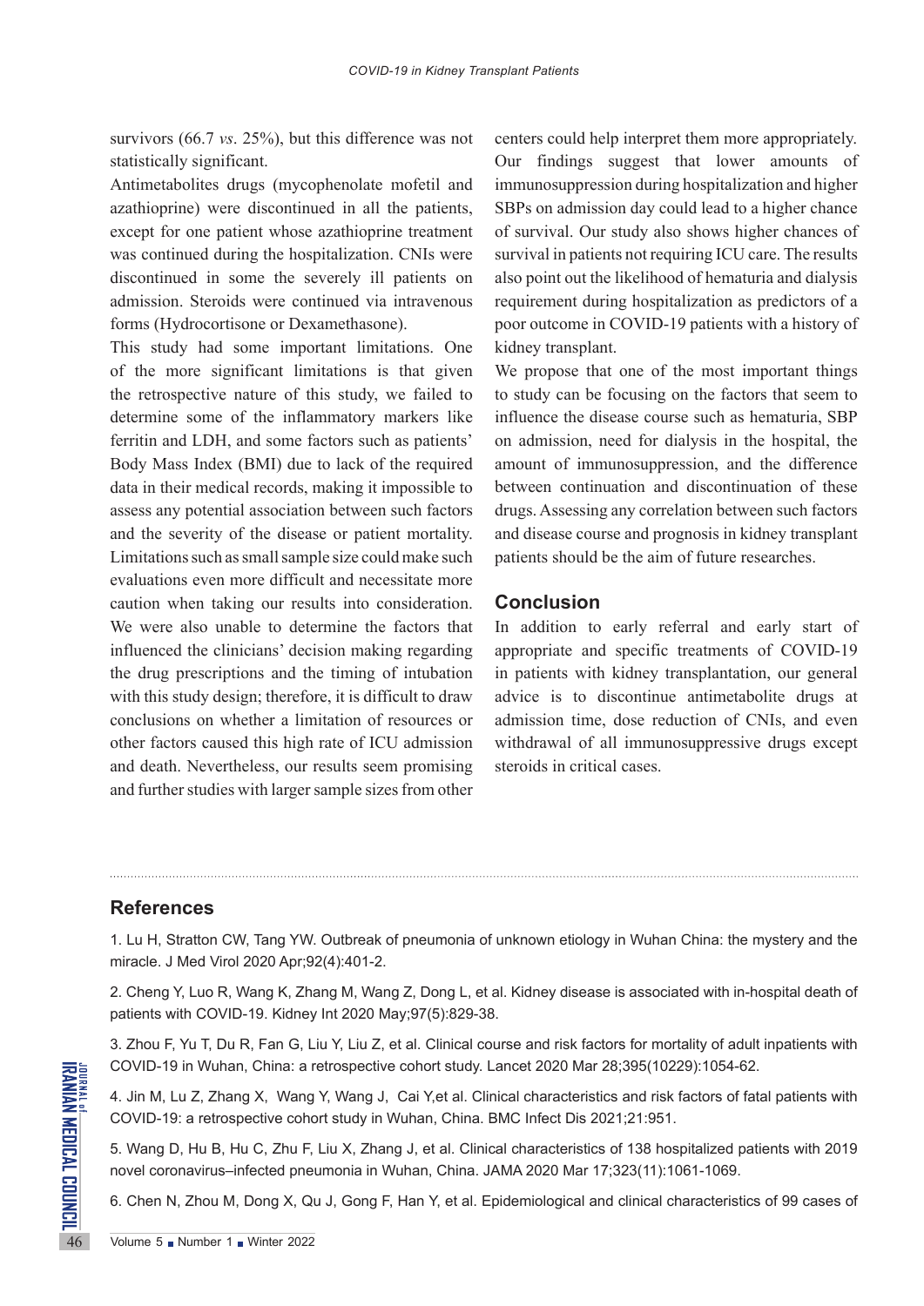survivors (66.7 *vs*. 25%), but this difference was not statistically significant.

Antimetabolites drugs (mycophenolate mofetil and azathioprine) were discontinued in all the patients, except for one patient whose azathioprine treatment was continued during the hospitalization. CNIs were discontinued in some the severely ill patients on admission. Steroids were continued via intravenous forms (Hydrocortisone or Dexamethasone).

This study had some important limitations. One of the more significant limitations is that given the retrospective nature of this study, we failed to determine some of the inflammatory markers like ferritin and LDH, and some factors such as patients' Body Mass Index (BMI) due to lack of the required data in their medical records, making it impossible to assess any potential association between such factors and the severity of the disease or patient mortality. Limitations such as small sample size could make such evaluations even more difficult and necessitate more caution when taking our results into consideration. We were also unable to determine the factors that influenced the clinicians' decision making regarding the drug prescriptions and the timing of intubation with this study design; therefore, it is difficult to draw conclusions on whether a limitation of resources or other factors caused this high rate of ICU admission and death. Nevertheless, our results seem promising and further studies with larger sample sizes from other centers could help interpret them more appropriately. Our findings suggest that lower amounts of immunosuppression during hospitalization and higher SBPs on admission day could lead to a higher chance of survival. Our study also shows higher chances of survival in patients not requiring ICU care. The results also point out the likelihood of hematuria and dialysis requirement during hospitalization as predictors of a poor outcome in COVID-19 patients with a history of kidney transplant.

We propose that one of the most important things to study can be focusing on the factors that seem to influence the disease course such as hematuria, SBP on admission, need for dialysis in the hospital, the amount of immunosuppression, and the difference between continuation and discontinuation of these drugs. Assessing any correlation between such factors and disease course and prognosis in kidney transplant patients should be the aim of future researches.

## Conclusion

In addition to early referral and early start of appropriate and specific treatments of COVID-19 in patients with kidney transplantation, our general advice is to discontinue antimetabolite drugs at admission time, dose reduction of CNIs, and even withdrawal of all immunosuppressive drugs except steroids in critical cases.

## References

1. Lu H, Stratton CW, Tang YW. Outbreak of pneumonia of unknown etiology in Wuhan China: the mystery and the miracle. J Med Virol 2020 Apr;92(4):401-2.

2. Cheng Y, Luo R, Wang K, Zhang M, Wang Z, Dong L, et al. Kidney disease is associated with in-hospital death of patients with COVID-19. Kidney Int 2020 May;97(5):829-38.

3. Zhou F, Yu T, Du R, Fan G, Liu Y, Liu Z, et al. Clinical course and risk factors for mortality of adult inpatients with COVID-19 in Wuhan, China: a retrospective cohort study. Lancet 2020 Mar 28;395(10229):1054-62.

4. Jin M, Lu Z, Zhang X, Wang Y, Wang J, Cai Y,et al. Clinical characteristics and risk factors of fatal patients with COVID-19: a retrospective cohort study in Wuhan, China. BMC Infect Dis 2021;21:951.

5. Wang D, Hu B, Hu C, Zhu F, Liu X, Zhang J, et al. Clinical characteristics of 138 hospitalized patients with 2019 novel coronavirus–infected pneumonia in Wuhan, China. JAMA 2020 Mar 17;323(11):1061-1069.

6. Chen N, Zhou M, Dong X, Qu J, Gong F, Han Y, et al. Epidemiological and clinical characteristics of 99 cases of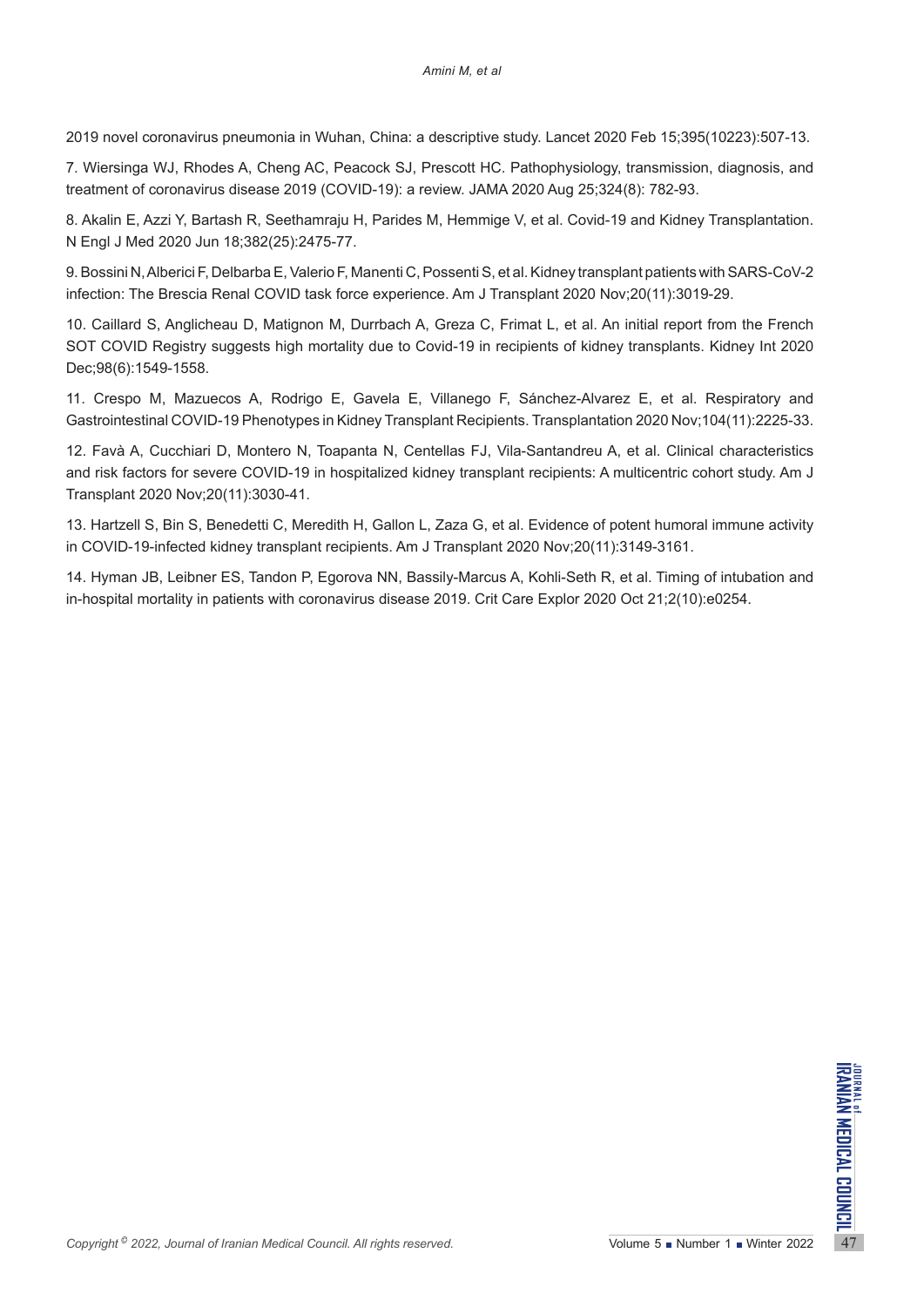2019 novel coronavirus pneumonia in Wuhan, China: a descriptive study. Lancet 2020 Feb 15;395(10223):507-13.

7. Wiersinga WJ, Rhodes A, Cheng AC, Peacock SJ, Prescott HC. Pathophysiology, transmission, diagnosis, and treatment of coronavirus disease 2019 (COVID-19): a review. JAMA 2020 Aug 25;324(8): 782-93.

8. Akalin E, Azzi Y, Bartash R, Seethamraju H, Parides M, Hemmige V, et al. Covid-19 and Kidney Transplantation. N Engl J Med 2020 Jun 18;382(25):2475-77.

9. Bossini N, Alberici F, Delbarba E, Valerio F, Manenti C, Possenti S, et al. Kidney transplant patients with SARS-CoV-2 infection: The Brescia Renal COVID task force experience. Am J Transplant 2020 Nov;20(11):3019-29.

10. Caillard S, Anglicheau D, Matignon M, Durrbach A, Greza C, Frimat L, et al. An initial report from the French SOT COVID Registry suggests high mortality due to Covid-19 in recipients of kidney transplants. Kidney Int 2020 Dec;98(6):1549-1558.

11. Crespo M, Mazuecos A, Rodrigo E, Gavela E, Villanego F, Sánchez-Alvarez E, et al. Respiratory and Gastrointestinal COVID-19 Phenotypes in Kidney Transplant Recipients. Transplantation 2020 Nov;104(11):2225-33.

12. Favà A, Cucchiari D, Montero N, Toapanta N, Centellas FJ, Vila-Santandreu A, et al. Clinical characteristics and risk factors for severe COVID-19 in hospitalized kidney transplant recipients: A multicentric cohort study. Am J Transplant 2020 Nov;20(11):3030-41.

13. Hartzell S, Bin S, Benedetti C, Meredith H, Gallon L, Zaza G, et al. Evidence of potent humoral immune activity in COVID-19-infected kidney transplant recipients. Am J Transplant 2020 Nov;20(11):3149-3161.

14. Hyman JB, Leibner ES, Tandon P, Egorova NN, Bassily-Marcus A, Kohli-Seth R, et al. Timing of intubation and in-hospital mortality in patients with coronavirus disease 2019. Crit Care Explor 2020 Oct 21;2(10):e0254.